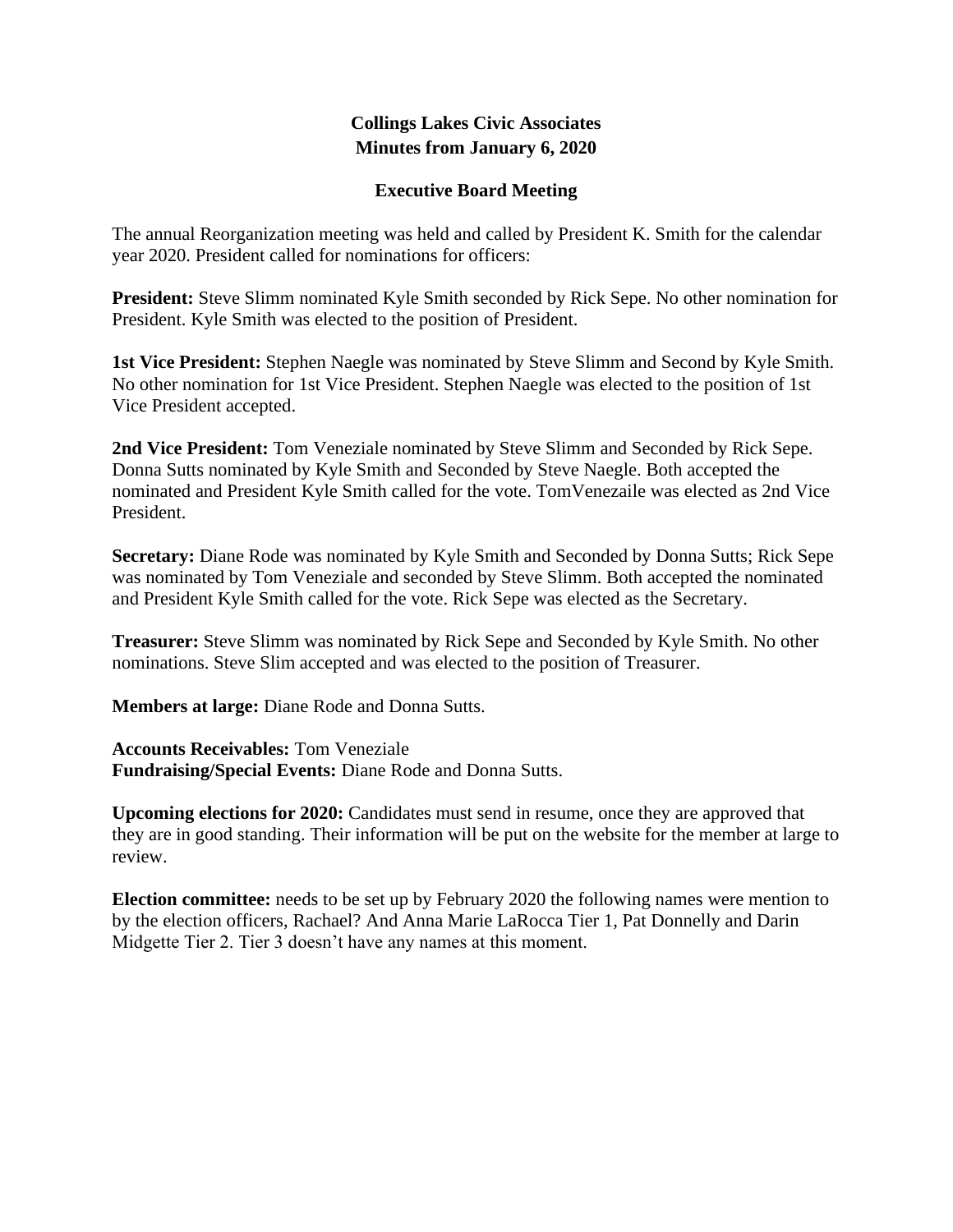# Collings Lakes Civic Associates
# Minutes from January 6, 2020

## Executive Board Meeting

The annual Reorganization meeting was held and called by President K. Smith for the calendar year 2020. President called for nominations for officers:

**President:** Steve Slimm nominated Kyle Smith seconded by Rick Sepe. No other nomination for President. Kyle Smith was elected to the position of President.

**1st Vice President:** Stephen Naegle was nominated by Steve Slimm and Second by Kyle Smith. No other nomination for 1st Vice President. Stephen Naegle was elected to the position of 1st Vice President accepted.

**2nd Vice President:** Tom Veneziale nominated by Steve Slimm and Seconded by Rick Sepe. Donna Sutts nominated by Kyle Smith and Seconded by Steve Naegle. Both accepted the nominated and President Kyle Smith called for the vote. TomVenezaile was elected as 2nd Vice President.

**Secretary:** Diane Rode was nominated by Kyle Smith and Seconded by Donna Sutts; Rick Sepe was nominated by Tom Veneziale and seconded by Steve Slimm. Both accepted the nominated and President Kyle Smith called for the vote. Rick Sepe was elected as the Secretary.

**Treasurer:** Steve Slimm was nominated by Rick Sepe and Seconded by Kyle Smith. No other nominations. Steve Slim accepted and was elected to the position of Treasurer.

**Members at large:** Diane Rode and Donna Sutts.

**Accounts Receivables:** Tom Veneziale
**Fundraising/Special Events:** Diane Rode and Donna Sutts.

**Upcoming elections for 2020:** Candidates must send in resume, once they are approved that they are in good standing. Their information will be put on the website for the member at large to review.

**Election committee:** needs to be set up by February 2020 the following names were mention to by the election officers, Rachael? And Anna Marie LaRocca Tier 1, Pat Donnelly and Darin Midgette Tier 2. Tier 3 doesn't have any names at this moment.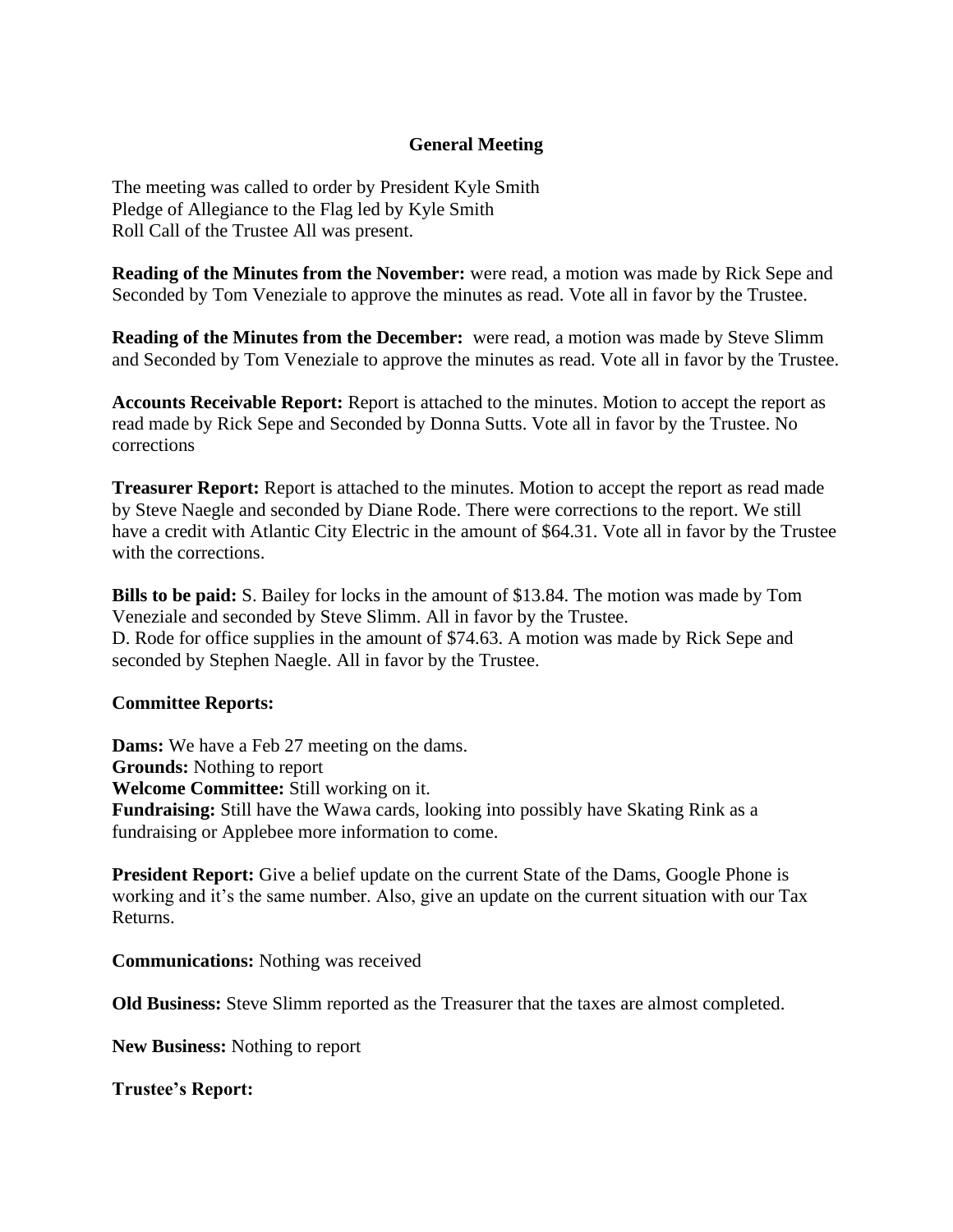## General Meeting

The meeting was called to order by President Kyle Smith
Pledge of Allegiance to the Flag led by Kyle Smith
Roll Call of the Trustee All was present.

**Reading of the Minutes from the November:** were read, a motion was made by Rick Sepe and Seconded by Tom Veneziale to approve the minutes as read. Vote all in favor by the Trustee.

**Reading of the Minutes from the December:** were read, a motion was made by Steve Slimm and Seconded by Tom Veneziale to approve the minutes as read. Vote all in favor by the Trustee.

**Accounts Receivable Report:** Report is attached to the minutes. Motion to accept the report as read made by Rick Sepe and Seconded by Donna Sutts. Vote all in favor by the Trustee. No corrections

**Treasurer Report:** Report is attached to the minutes. Motion to accept the report as read made by Steve Naegle and seconded by Diane Rode. There were corrections to the report. We still have a credit with Atlantic City Electric in the amount of $64.31. Vote all in favor by the Trustee with the corrections.

**Bills to be paid:** S. Bailey for locks in the amount of $13.84. The motion was made by Tom Veneziale and seconded by Steve Slimm. All in favor by the Trustee.
D. Rode for office supplies in the amount of $74.63. A motion was made by Rick Sepe and seconded by Stephen Naegle. All in favor by the Trustee.

**Committee Reports:**

**Dams:** We have a Feb 27 meeting on the dams.
**Grounds:** Nothing to report
**Welcome Committee:** Still working on it.
**Fundraising:** Still have the Wawa cards, looking into possibly have Skating Rink as a fundraising or Applebee more information to come.

**President Report:** Give a belief update on the current State of the Dams, Google Phone is working and it's the same number. Also, give an update on the current situation with our Tax Returns.

**Communications:** Nothing was received

**Old Business:** Steve Slimm reported as the Treasurer that the taxes are almost completed.

**New Business:** Nothing to report

**Trustee's Report:**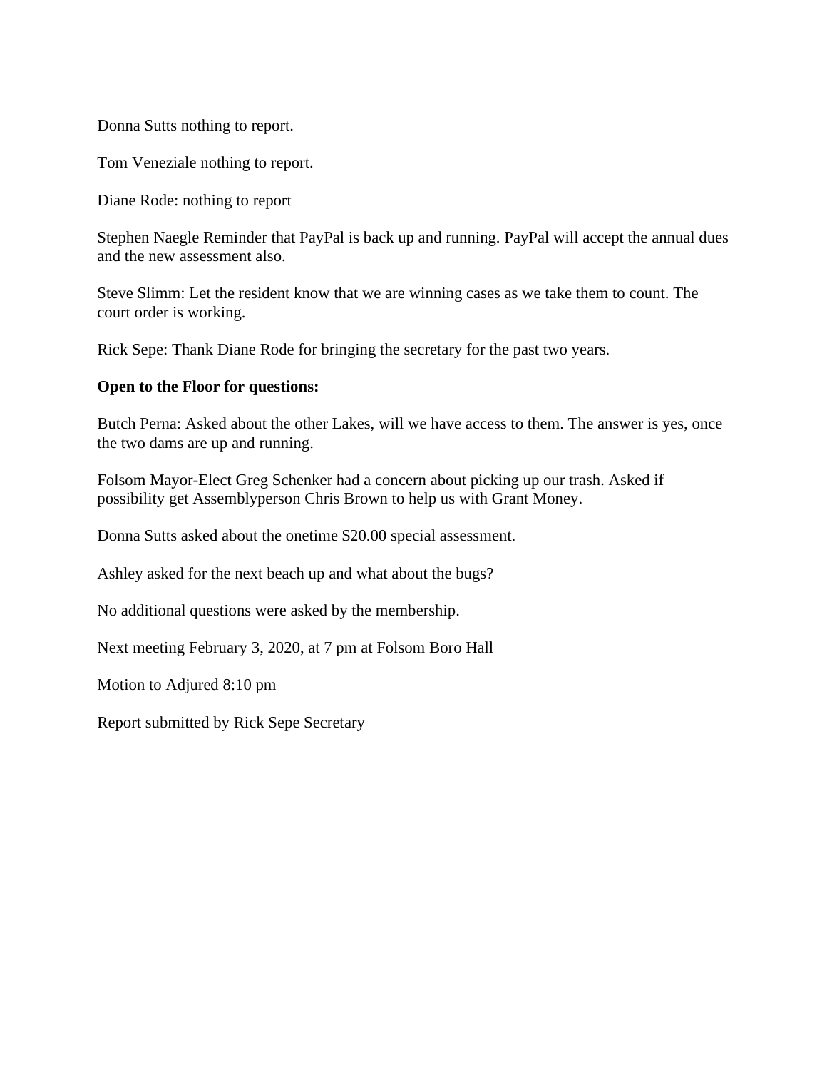Donna Sutts nothing to report.

Tom Veneziale nothing to report.

Diane Rode: nothing to report

Stephen Naegle Reminder that PayPal is back up and running. PayPal will accept the annual dues and the new assessment also.

Steve Slimm: Let the resident know that we are winning cases as we take them to count. The court order is working.

Rick Sepe: Thank Diane Rode for bringing the secretary for the past two years.

**Open to the Floor for questions:**

Butch Perna: Asked about the other Lakes, will we have access to them. The answer is yes, once the two dams are up and running.

Folsom Mayor-Elect Greg Schenker had a concern about picking up our trash. Asked if possibility get Assemblyperson Chris Brown to help us with Grant Money.

Donna Sutts asked about the onetime $20.00 special assessment.

Ashley asked for the next beach up and what about the bugs?

No additional questions were asked by the membership.

Next meeting February 3, 2020, at 7 pm at Folsom Boro Hall

Motion to Adjured 8:10 pm

Report submitted by Rick Sepe Secretary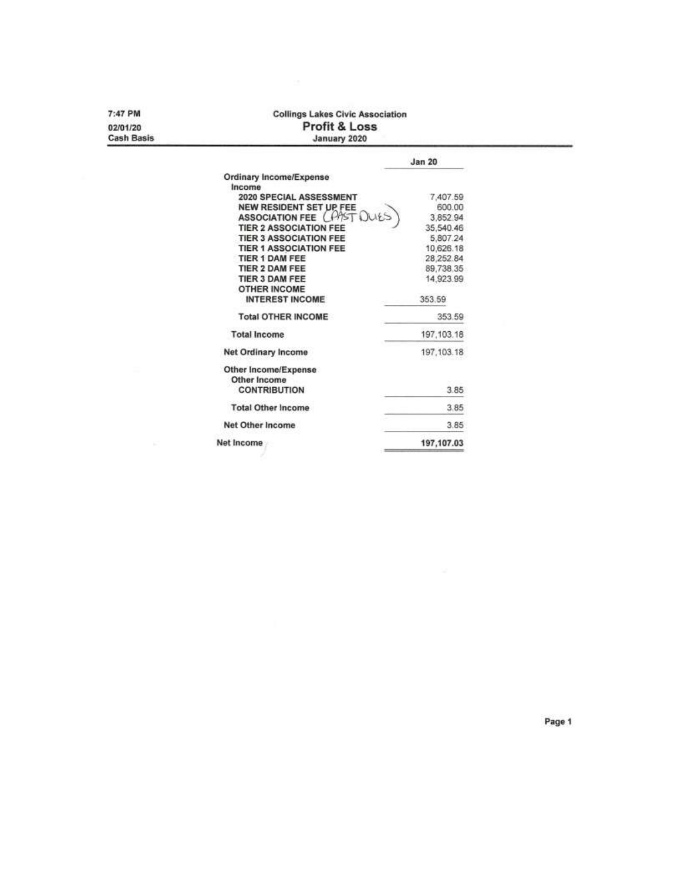7:47 PM
02/01/20
Cash Basis

## Collings Lakes Civic Association
# Profit & Loss
### January 2020

| | Jan 20 |
|---|---|
| **Ordinary Income/Expense** | |
| **Income** | |
| **2020 SPECIAL ASSESSMENT** | 7,407.59 |
| **NEW RESIDENT SET UP FEE** | 600.00 |
| **ASSOCIATION FEE** (PAST DUES) | 3,852.94 |
| **TIER 2 ASSOCIATION FEE** | 35,540.46 |
| **TIER 3 ASSOCIATION FEE** | 5,807.24 |
| **TIER 1 ASSOCIATION FEE** | 10,626.18 |
| **TIER 1 DAM FEE** | 28,252.84 |
| **TIER 2 DAM FEE** | 89,738.35 |
| **TIER 3 DAM FEE** | 14,923.99 |
| **OTHER INCOME** | |
| **INTEREST INCOME** | 353.59 |
| **Total OTHER INCOME** | 353.59 |
| **Total Income** | 197,103.18 |
| **Net Ordinary Income** | 197,103.18 |
| **Other Income/Expense** | |
| **Other Income** | |
| **CONTRIBUTION** | 3.85 |
| **Total Other Income** | 3.85 |
| **Net Other Income** | 3.85 |
| **Net Income** | **197,107.03** |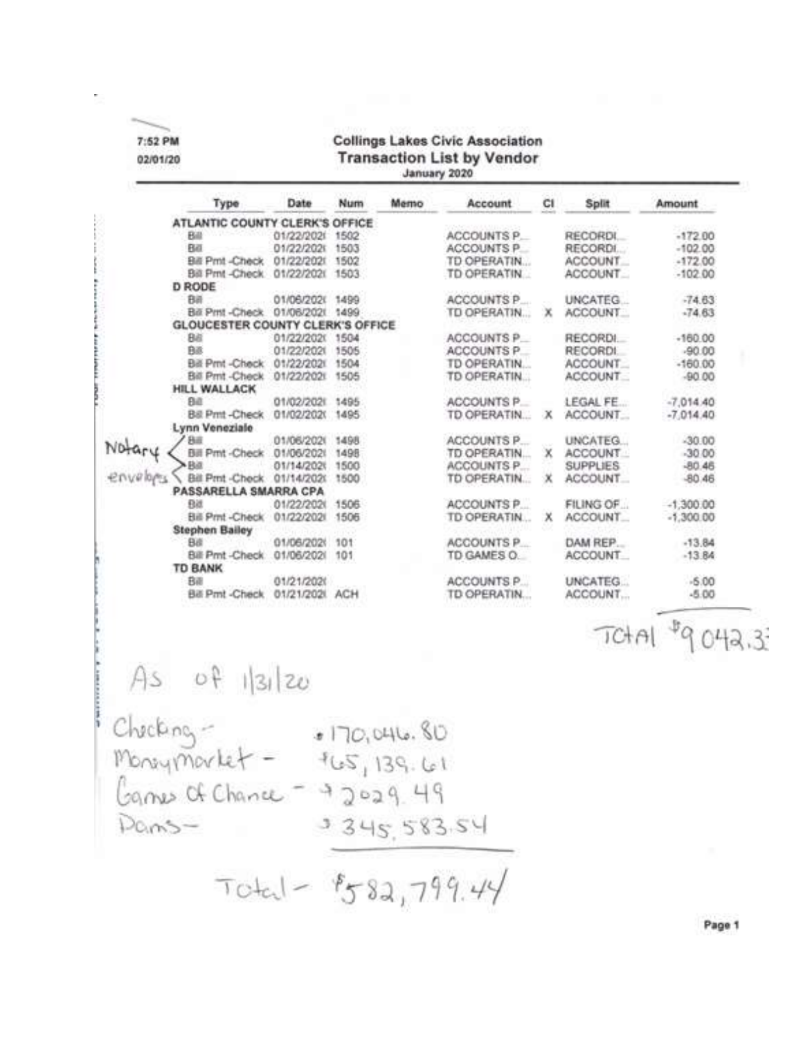7:52 PM

02/01/20

# Collings Lakes Civic Association
## Transaction List by Vendor
January 2020

| Type | Date | Num | Memo | Account | Cl | Split | Amount |
|---|---|---|---|---|---|---|---|
| **ATLANTIC COUNTY CLERK'S OFFICE** | | | | | | | |
| Bill | 01/22/202( | 1502 | | ACCOUNTS P... | | RECORDI... | -172.00 |
| Bill | 01/22/202( | 1503 | | ACCOUNTS P... | | RECORDI... | -102.00 |
| Bill Pmt -Check | 01/22/202( | 1502 | | TD OPERATIN... | | ACCOUNT... | -172.00 |
| Bill Pmt -Check | 01/22/202( | 1503 | | TD OPERATIN... | | ACCOUNT... | -102.00 |
| **D RODE** | | | | | | | |
| Bill | 01/06/202( | 1499 | | ACCOUNTS P... | | UNCATEG... | -74.63 |
| Bill Pmt -Check | 01/06/202( | 1499 | | TD OPERATIN... | X | ACCOUNT... | -74.63 |
| **GLOUCESTER COUNTY CLERK'S OFFICE** | | | | | | | |
| Bill | 01/22/202( | 1504 | | ACCOUNTS P... | | RECORDI... | -160.00 |
| Bill | 01/22/202( | 1505 | | ACCOUNTS P... | | RECORDI... | -90.00 |
| Bill Pmt -Check | 01/22/202( | 1504 | | TD OPERATIN... | | ACCOUNT... | -160.00 |
| Bill Pmt -Check | 01/22/202( | 1505 | | TD OPERATIN... | | ACCOUNT... | -90.00 |
| **HILL WALLACK** | | | | | | | |
| Bill | 01/02/202( | 1495 | | ACCOUNTS P... | | LEGAL FE... | -7,014.40 |
| Bill Pmt -Check | 01/02/202( | 1495 | | TD OPERATIN... | X | ACCOUNT... | -7,014.40 |
| **Lynn Veneziale** | | | | | | | |
| Bill (Notary) | 01/06/202( | 1498 | | ACCOUNTS P... | | UNCATEG... | -30.00 |
| Bill Pmt -Check (Notary) | 01/06/202( | 1498 | | TD OPERATIN... | X | ACCOUNT... | -30.00 |
| Bill (envelopes) | 01/14/202( | 1500 | | ACCOUNTS P... | | SUPPLIES | -80.46 |
| Bill Pmt -Check (envelopes) | 01/14/202( | 1500 | | TD OPERATIN... | X | ACCOUNT... | -80.46 |
| **PASSARELLA SMARRA CPA** | | | | | | | |
| Bill | 01/22/202( | 1506 | | ACCOUNTS P... | | FILING OF... | -1,300.00 |
| Bill Pmt -Check | 01/22/202( | 1506 | | TD OPERATIN... | X | ACCOUNT... | -1,300.00 |
| **Stephen Bailey** | | | | | | | |
| Bill | 01/06/202( | 101 | | ACCOUNTS P... | | DAM REP... | -13.84 |
| Bill Pmt -Check | 01/06/202( | 101 | | TD GAMES O... | | ACCOUNT... | -13.84 |
| **TD BANK** | | | | | | | |
| Bill | 01/21/202( | | | ACCOUNTS P... | | UNCATEG... | -5.00 |
| Bill Pmt -Check | 01/21/202( | ACH | | TD OPERATIN... | | ACCOUNT... | -5.00 |

Total $9 042.3

As of 1/31/20

Checking - $170,046.80

Moneymarket - $65,139.61

Games Of Chance - $2029.49

Dams - $345,583.54

Total - $582,799.44